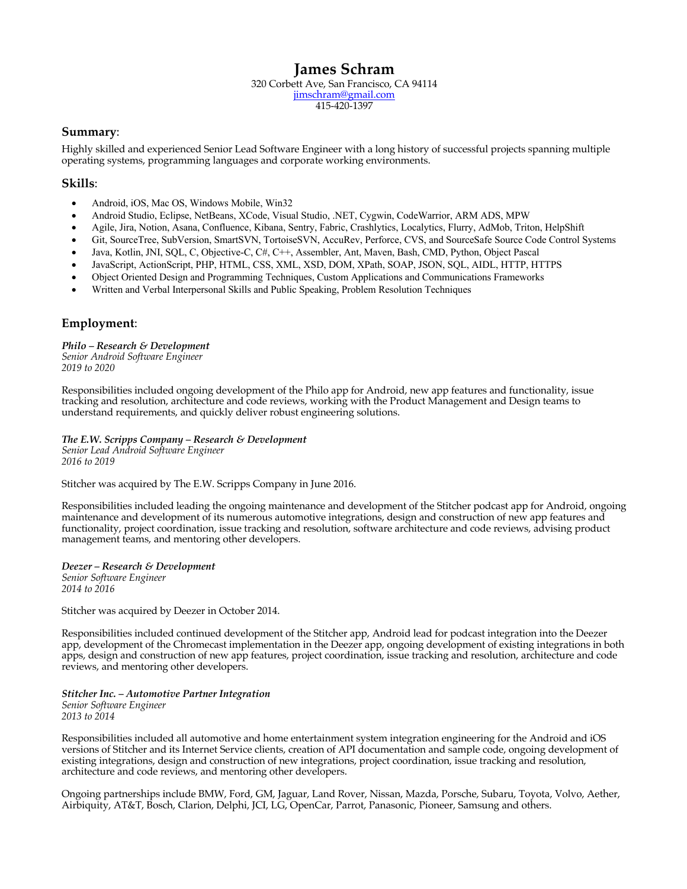# James Schram

320 Corbett Ave, San Francisco, CA 94114
jimschram@gmail.com
415-420-1397

## Summary:

Highly skilled and experienced Senior Lead Software Engineer with a long history of successful projects spanning multiple operating systems, programming languages and corporate working environments.

## Skills:

- Android, iOS, Mac OS, Windows Mobile, Win32
- Android Studio, Eclipse, NetBeans, XCode, Visual Studio, .NET, Cygwin, CodeWarrior, ARM ADS, MPW
- Agile, Jira, Notion, Asana, Confluence, Kibana, Sentry, Fabric, Crashlytics, Localytics, Flurry, AdMob, Triton, HelpShift
- Git, SourceTree, SubVersion, SmartSVN, TortoiseSVN, AccuRev, Perforce, CVS, and SourceSafe Source Code Control Systems
- Java, Kotlin, JNI, SQL, C, Objective-C, C#, C++, Assembler, Ant, Maven, Bash, CMD, Python, Object Pascal
- JavaScript, ActionScript, PHP, HTML, CSS, XML, XSD, DOM, XPath, SOAP, JSON, SQL, AIDL, HTTP, HTTPS
- Object Oriented Design and Programming Techniques, Custom Applications and Communications Frameworks
- Written and Verbal Interpersonal Skills and Public Speaking, Problem Resolution Techniques

## Employment:

***Philo – Research & Development***
*Senior Android Software Engineer*
*2019 to 2020*

Responsibilities included ongoing development of the Philo app for Android, new app features and functionality, issue tracking and resolution, architecture and code reviews, working with the Product Management and Design teams to understand requirements, and quickly deliver robust engineering solutions.

***The E.W. Scripps Company – Research & Development***
*Senior Lead Android Software Engineer*
*2016 to 2019*

Stitcher was acquired by The E.W. Scripps Company in June 2016.

Responsibilities included leading the ongoing maintenance and development of the Stitcher podcast app for Android, ongoing maintenance and development of its numerous automotive integrations, design and construction of new app features and functionality, project coordination, issue tracking and resolution, software architecture and code reviews, advising product management teams, and mentoring other developers.

***Deezer – Research & Development***
*Senior Software Engineer*
*2014 to 2016*

Stitcher was acquired by Deezer in October 2014.

Responsibilities included continued development of the Stitcher app, Android lead for podcast integration into the Deezer app, development of the Chromecast implementation in the Deezer app, ongoing development of existing integrations in both apps, design and construction of new app features, project coordination, issue tracking and resolution, architecture and code reviews, and mentoring other developers.

***Stitcher Inc. – Automotive Partner Integration***
*Senior Software Engineer*
*2013 to 2014*

Responsibilities included all automotive and home entertainment system integration engineering for the Android and iOS versions of Stitcher and its Internet Service clients, creation of API documentation and sample code, ongoing development of existing integrations, design and construction of new integrations, project coordination, issue tracking and resolution, architecture and code reviews, and mentoring other developers.

Ongoing partnerships include BMW, Ford, GM, Jaguar, Land Rover, Nissan, Mazda, Porsche, Subaru, Toyota, Volvo, Aether, Airbiquity, AT&T, Bosch, Clarion, Delphi, JCI, LG, OpenCar, Parrot, Panasonic, Pioneer, Samsung and others.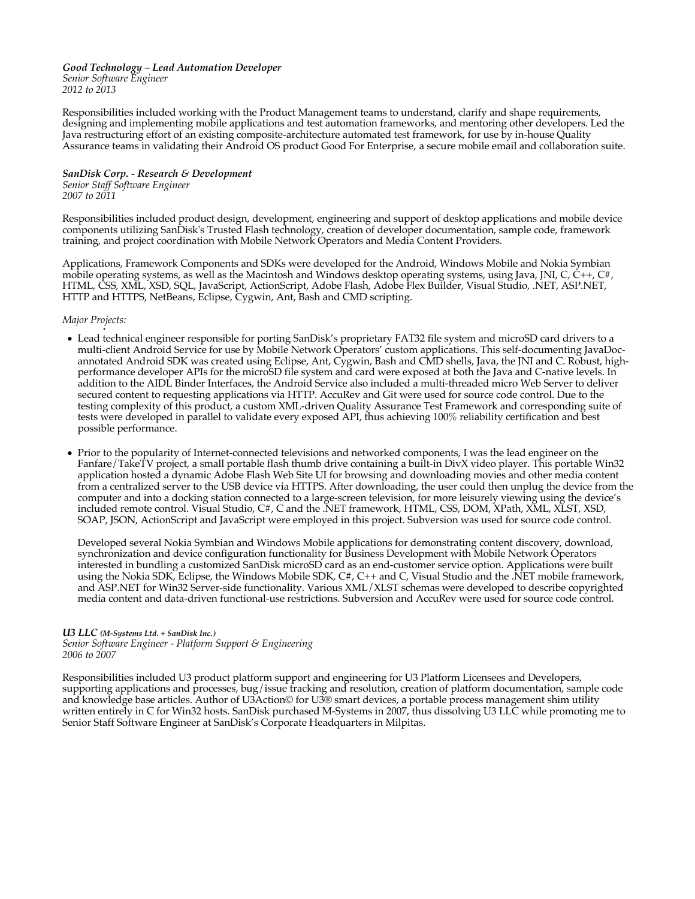***Good Technology – Lead Automation Developer***
*Senior Software Engineer*
*2012 to 2013*

Responsibilities included working with the Product Management teams to understand, clarify and shape requirements, designing and implementing mobile applications and test automation frameworks, and mentoring other developers. Led the Java restructuring effort of an existing composite-architecture automated test framework, for use by in-house Quality Assurance teams in validating their Android OS product Good For Enterprise, a secure mobile email and collaboration suite.

***SanDisk Corp. - Research & Development***
*Senior Staff Software Engineer*
*2007 to 2011*

Responsibilities included product design, development, engineering and support of desktop applications and mobile device components utilizing SanDisk's Trusted Flash technology, creation of developer documentation, sample code, framework training, and project coordination with Mobile Network Operators and Media Content Providers.

Applications, Framework Components and SDKs were developed for the Android, Windows Mobile and Nokia Symbian mobile operating systems, as well as the Macintosh and Windows desktop operating systems, using Java, JNI, C, C++, C#, HTML, CSS, XML, XSD, SQL, JavaScript, ActionScript, Adobe Flash, Adobe Flex Builder, Visual Studio, .NET, ASP.NET, HTTP and HTTPS, NetBeans, Eclipse, Cygwin, Ant, Bash and CMD scripting.

*Major Projects:*

- Lead technical engineer responsible for porting SanDisk's proprietary FAT32 file system and microSD card drivers to a multi-client Android Service for use by Mobile Network Operators' custom applications. This self-documenting JavaDoc-annotated Android SDK was created using Eclipse, Ant, Cygwin, Bash and CMD shells, Java, the JNI and C. Robust, high-performance developer APIs for the microSD file system and card were exposed at both the Java and C-native levels. In addition to the AIDL Binder Interfaces, the Android Service also included a multi-threaded micro Web Server to deliver secured content to requesting applications via HTTP. AccuRev and Git were used for source code control. Due to the testing complexity of this product, a custom XML-driven Quality Assurance Test Framework and corresponding suite of tests were developed in parallel to validate every exposed API, thus achieving 100% reliability certification and best possible performance.

- Prior to the popularity of Internet-connected televisions and networked components, I was the lead engineer on the Fanfare/TakeTV project, a small portable flash thumb drive containing a built-in DivX video player. This portable Win32 application hosted a dynamic Adobe Flash Web Site UI for browsing and downloading movies and other media content from a centralized server to the USB device via HTTPS. After downloading, the user could then unplug the device from the computer and into a docking station connected to a large-screen television, for more leisurely viewing using the device's included remote control. Visual Studio, C#, C and the .NET framework, HTML, CSS, DOM, XPath, XML, XLST, XSD, SOAP, JSON, ActionScript and JavaScript were employed in this project. Subversion was used for source code control.

  Developed several Nokia Symbian and Windows Mobile applications for demonstrating content discovery, download, synchronization and device configuration functionality for Business Development with Mobile Network Operators interested in bundling a customized SanDisk microSD card as an end-customer service option. Applications were built using the Nokia SDK, Eclipse, the Windows Mobile SDK, C#, C++ and C, Visual Studio and the .NET mobile framework, and ASP.NET for Win32 Server-side functionality. Various XML/XLST schemas were developed to describe copyrighted media content and data-driven functional-use restrictions. Subversion and AccuRev were used for source code control.

***U3 LLC** (M-Systems Ltd. + SanDisk Inc.)*
*Senior Software Engineer - Platform Support & Engineering*
*2006 to 2007*

Responsibilities included U3 product platform support and engineering for U3 Platform Licensees and Developers, supporting applications and processes, bug/issue tracking and resolution, creation of platform documentation, sample code and knowledge base articles. Author of U3Action© for U3® smart devices, a portable process management shim utility written entirely in C for Win32 hosts. SanDisk purchased M-Systems in 2007, thus dissolving U3 LLC while promoting me to Senior Staff Software Engineer at SanDisk's Corporate Headquarters in Milpitas.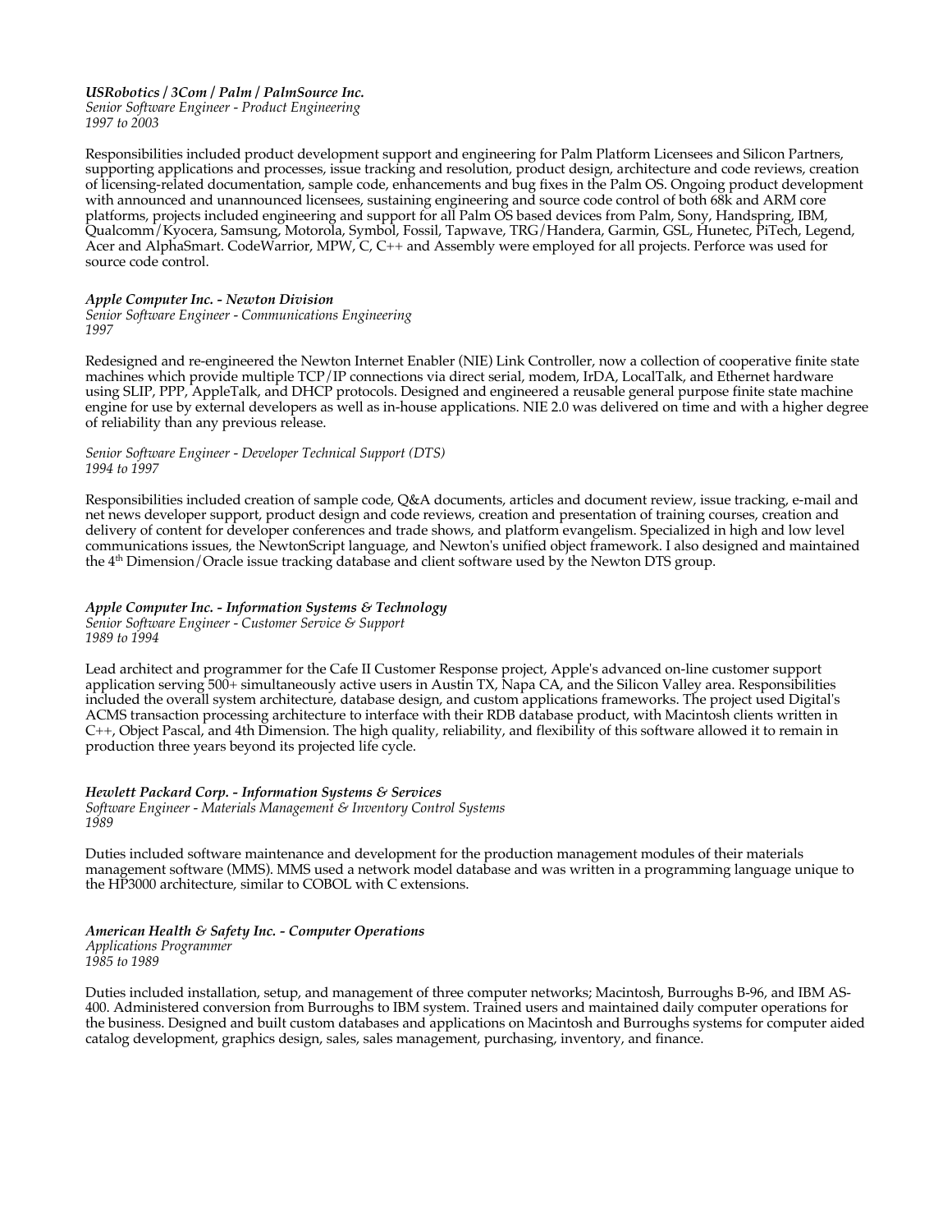***USRobotics / 3Com / Palm / PalmSource Inc.***
*Senior Software Engineer - Product Engineering*
*1997 to 2003*

Responsibilities included product development support and engineering for Palm Platform Licensees and Silicon Partners, supporting applications and processes, issue tracking and resolution, product design, architecture and code reviews, creation of licensing-related documentation, sample code, enhancements and bug fixes in the Palm OS. Ongoing product development with announced and unannounced licensees, sustaining engineering and source code control of both 68k and ARM core platforms, projects included engineering and support for all Palm OS based devices from Palm, Sony, Handspring, IBM, Qualcomm/Kyocera, Samsung, Motorola, Symbol, Fossil, Tapwave, TRG/Handera, Garmin, GSL, Hunetec, PiTech, Legend, Acer and AlphaSmart. CodeWarrior, MPW, C, C++ and Assembly were employed for all projects. Perforce was used for source code control.

***Apple Computer Inc. - Newton Division***
*Senior Software Engineer - Communications Engineering*
*1997*

Redesigned and re-engineered the Newton Internet Enabler (NIE) Link Controller, now a collection of cooperative finite state machines which provide multiple TCP/IP connections via direct serial, modem, IrDA, LocalTalk, and Ethernet hardware using SLIP, PPP, AppleTalk, and DHCP protocols. Designed and engineered a reusable general purpose finite state machine engine for use by external developers as well as in-house applications. NIE 2.0 was delivered on time and with a higher degree of reliability than any previous release.

*Senior Software Engineer - Developer Technical Support (DTS)*
*1994 to 1997*

Responsibilities included creation of sample code, Q&A documents, articles and document review, issue tracking, e-mail and net news developer support, product design and code reviews, creation and presentation of training courses, creation and delivery of content for developer conferences and trade shows, and platform evangelism. Specialized in high and low level communications issues, the NewtonScript language, and Newton's unified object framework. I also designed and maintained the 4th Dimension/Oracle issue tracking database and client software used by the Newton DTS group.

***Apple Computer Inc. - Information Systems & Technology***
*Senior Software Engineer - Customer Service & Support*
*1989 to 1994*

Lead architect and programmer for the Cafe II Customer Response project, Apple's advanced on-line customer support application serving 500+ simultaneously active users in Austin TX, Napa CA, and the Silicon Valley area. Responsibilities included the overall system architecture, database design, and custom applications frameworks. The project used Digital's ACMS transaction processing architecture to interface with their RDB database product, with Macintosh clients written in C++, Object Pascal, and 4th Dimension. The high quality, reliability, and flexibility of this software allowed it to remain in production three years beyond its projected life cycle.

***Hewlett Packard Corp. - Information Systems & Services***
*Software Engineer - Materials Management & Inventory Control Systems*
*1989*

Duties included software maintenance and development for the production management modules of their materials management software (MMS). MMS used a network model database and was written in a programming language unique to the HP3000 architecture, similar to COBOL with C extensions.

***American Health & Safety Inc. - Computer Operations***
*Applications Programmer*
*1985 to 1989*

Duties included installation, setup, and management of three computer networks; Macintosh, Burroughs B-96, and IBM AS-400. Administered conversion from Burroughs to IBM system. Trained users and maintained daily computer operations for the business. Designed and built custom databases and applications on Macintosh and Burroughs systems for computer aided catalog development, graphics design, sales, sales management, purchasing, inventory, and finance.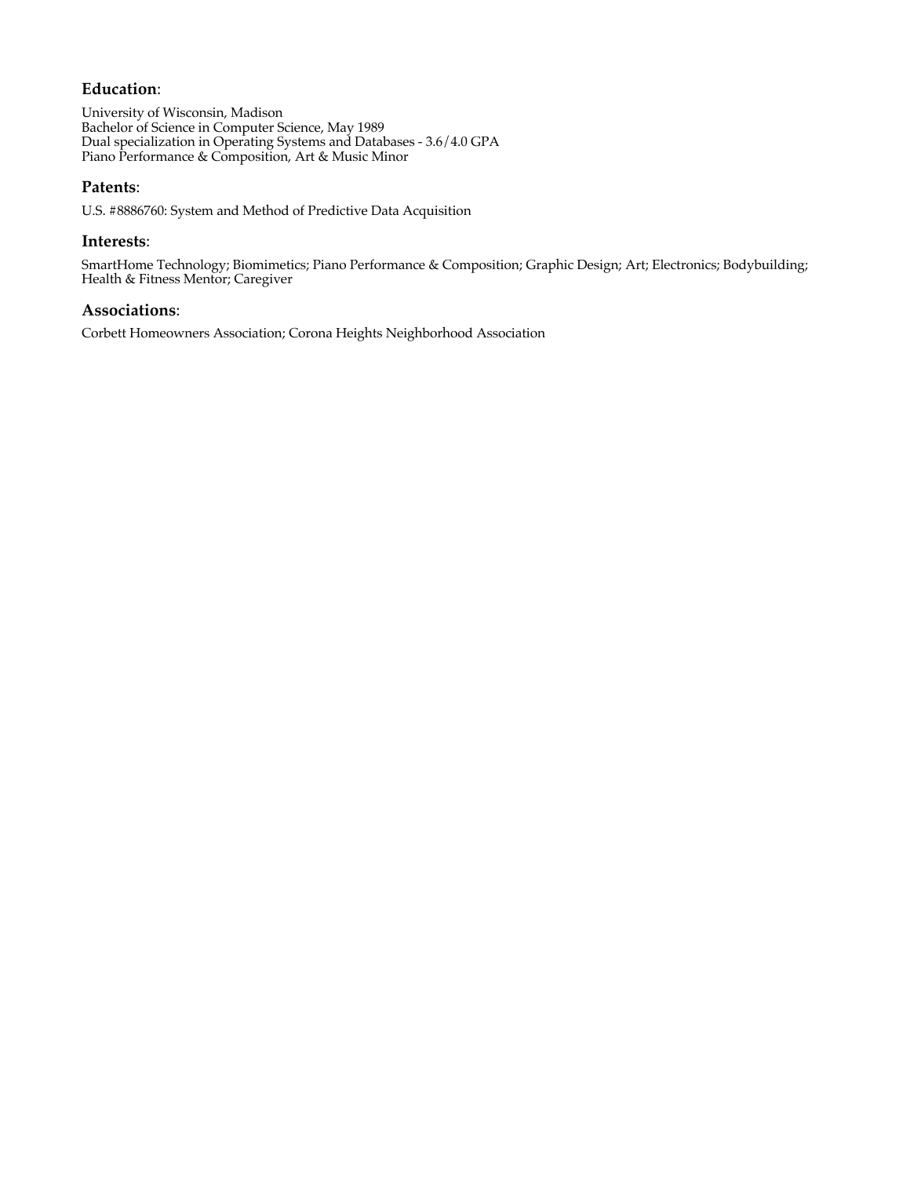**Education**:

University of Wisconsin, Madison
Bachelor of Science in Computer Science, May 1989
Dual specialization in Operating Systems and Databases - 3.6/4.0 GPA
Piano Performance & Composition, Art & Music Minor

**Patents**:

U.S. #8886760: System and Method of Predictive Data Acquisition

**Interests**:

SmartHome Technology; Biomimetics; Piano Performance & Composition; Graphic Design; Art; Electronics; Bodybuilding; Health & Fitness Mentor; Caregiver

**Associations**:

Corbett Homeowners Association; Corona Heights Neighborhood Association